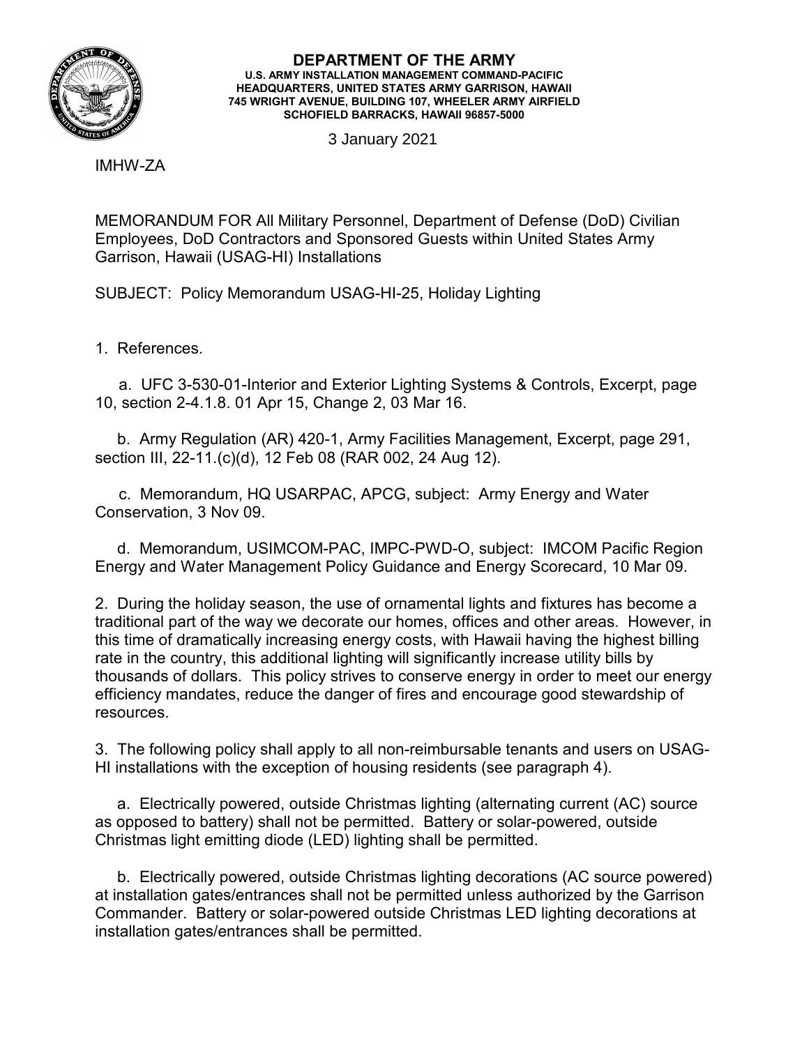**DEPARTMENT OF THE ARMY**
**U.S. ARMY INSTALLATION MANAGEMENT COMMAND-PACIFIC**
**HEADQUARTERS, UNITED STATES ARMY GARRISON, HAWAII**
**745 WRIGHT AVENUE, BUILDING 107, WHEELER ARMY AIRFIELD**
**SCHOFIELD BARRACKS, HAWAII 96857-5000**

3 January 2021

IMHW-ZA

MEMORANDUM FOR All Military Personnel, Department of Defense (DoD) Civilian Employees, DoD Contractors and Sponsored Guests within United States Army Garrison, Hawaii (USAG-HI) Installations

SUBJECT: Policy Memorandum USAG-HI-25, Holiday Lighting

1. References.

   a. UFC 3-530-01-Interior and Exterior Lighting Systems & Controls, Excerpt, page 10, section 2-4.1.8. 01 Apr 15, Change 2, 03 Mar 16.

   b. Army Regulation (AR) 420-1, Army Facilities Management, Excerpt, page 291, section III, 22-11.(c)(d), 12 Feb 08 (RAR 002, 24 Aug 12).

   c. Memorandum, HQ USARPAC, APCG, subject: Army Energy and Water Conservation, 3 Nov 09.

   d. Memorandum, USIMCOM-PAC, IMPC-PWD-O, subject: IMCOM Pacific Region Energy and Water Management Policy Guidance and Energy Scorecard, 10 Mar 09.

2. During the holiday season, the use of ornamental lights and fixtures has become a traditional part of the way we decorate our homes, offices and other areas. However, in this time of dramatically increasing energy costs, with Hawaii having the highest billing rate in the country, this additional lighting will significantly increase utility bills by thousands of dollars. This policy strives to conserve energy in order to meet our energy efficiency mandates, reduce the danger of fires and encourage good stewardship of resources.

3. The following policy shall apply to all non-reimbursable tenants and users on USAG-HI installations with the exception of housing residents (see paragraph 4).

   a. Electrically powered, outside Christmas lighting (alternating current (AC) source as opposed to battery) shall not be permitted. Battery or solar-powered, outside Christmas light emitting diode (LED) lighting shall be permitted.

   b. Electrically powered, outside Christmas lighting decorations (AC source powered) at installation gates/entrances shall not be permitted unless authorized by the Garrison Commander. Battery or solar-powered outside Christmas LED lighting decorations at installation gates/entrances shall be permitted.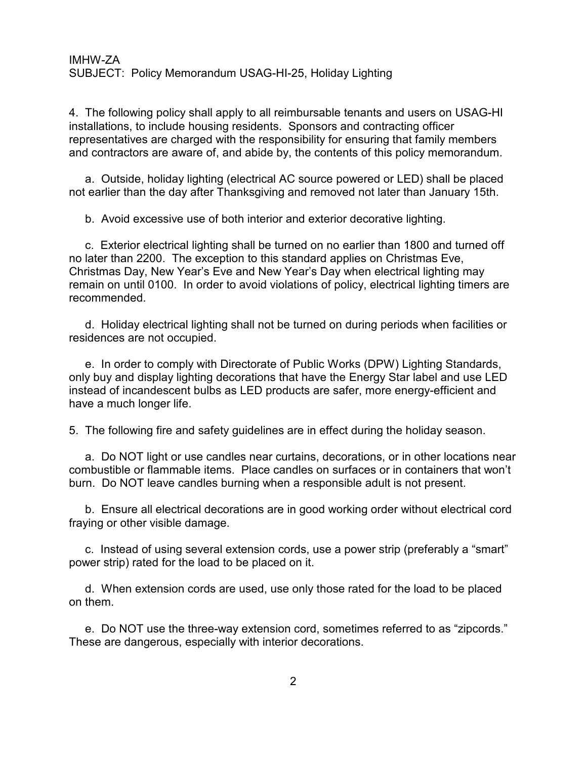4. The following policy shall apply to all reimbursable tenants and users on USAG-HI installations, to include housing residents. Sponsors and contracting officer representatives are charged with the responsibility for ensuring that family members and contractors are aware of, and abide by, the contents of this policy memorandum.

a. Outside, holiday lighting (electrical AC source powered or LED) shall be placed not earlier than the day after Thanksgiving and removed not later than January 15th.

b. Avoid excessive use of both interior and exterior decorative lighting.

c. Exterior electrical lighting shall be turned on no earlier than 1800 and turned off no later than 2200. The exception to this standard applies on Christmas Eve, Christmas Day, New Year's Eve and New Year's Day when electrical lighting may remain on until 0100. In order to avoid violations of policy, electrical lighting timers are recommended.

d. Holiday electrical lighting shall not be turned on during periods when facilities or residences are not occupied.

e. In order to comply with Directorate of Public Works (DPW) Lighting Standards, only buy and display lighting decorations that have the Energy Star label and use LED instead of incandescent bulbs as LED products are safer, more energy-efficient and have a much longer life.

5. The following fire and safety guidelines are in effect during the holiday season.

a. Do NOT light or use candles near curtains, decorations, or in other locations near combustible or flammable items. Place candles on surfaces or in containers that won't burn. Do NOT leave candles burning when a responsible adult is not present.

b. Ensure all electrical decorations are in good working order without electrical cord fraying or other visible damage.

c. Instead of using several extension cords, use a power strip (preferably a "smart" power strip) rated for the load to be placed on it.

d. When extension cords are used, use only those rated for the load to be placed on them.

e. Do NOT use the three-way extension cord, sometimes referred to as "zipcords." These are dangerous, especially with interior decorations.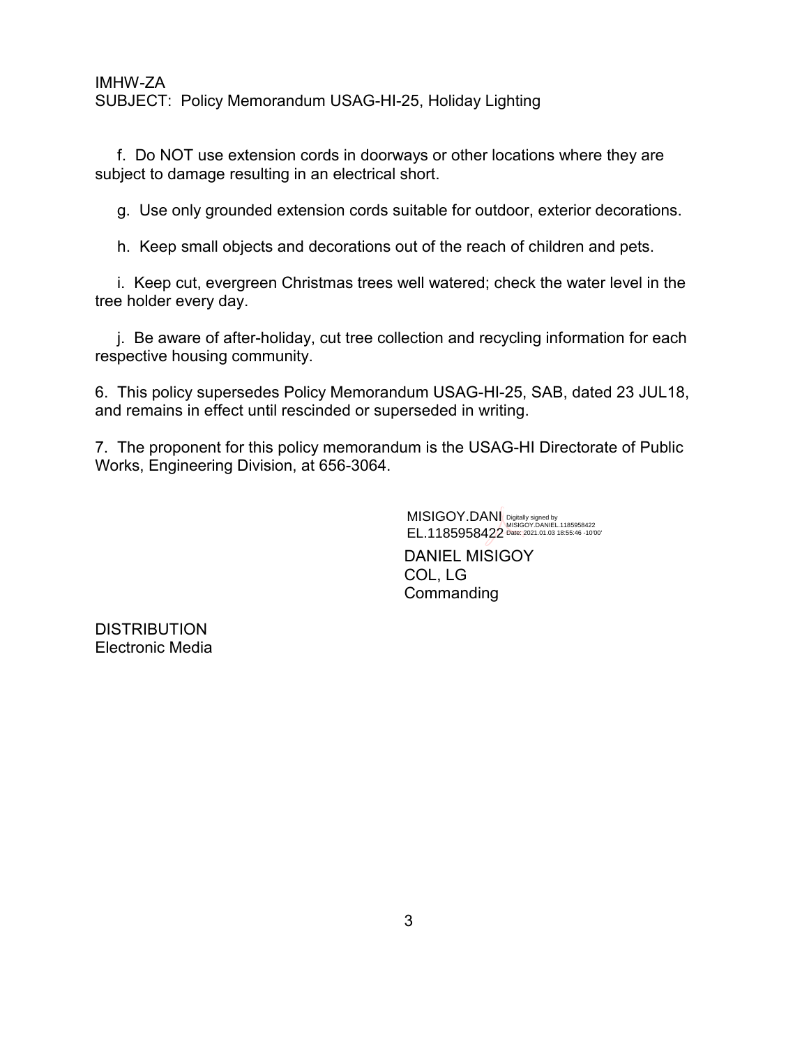IMHW-ZA
SUBJECT: Policy Memorandum USAG-HI-25, Holiday Lighting

f. Do NOT use extension cords in doorways or other locations where they are subject to damage resulting in an electrical short.

g. Use only grounded extension cords suitable for outdoor, exterior decorations.

h. Keep small objects and decorations out of the reach of children and pets.

i. Keep cut, evergreen Christmas trees well watered; check the water level in the tree holder every day.

j. Be aware of after-holiday, cut tree collection and recycling information for each respective housing community.

6. This policy supersedes Policy Memorandum USAG-HI-25, SAB, dated 23 JUL18, and remains in effect until rescinded or superseded in writing.

7. The proponent for this policy memorandum is the USAG-HI Directorate of Public Works, Engineering Division, at 656-3064.

MISIGOY.DANIEL.1185958422 Digitally signed by MISIGOY.DANIEL.1185958422 Date: 2021.01.03 18:55:46 -10'00'

DANIEL MISIGOY
COL, LG
Commanding

DISTRIBUTION
Electronic Media